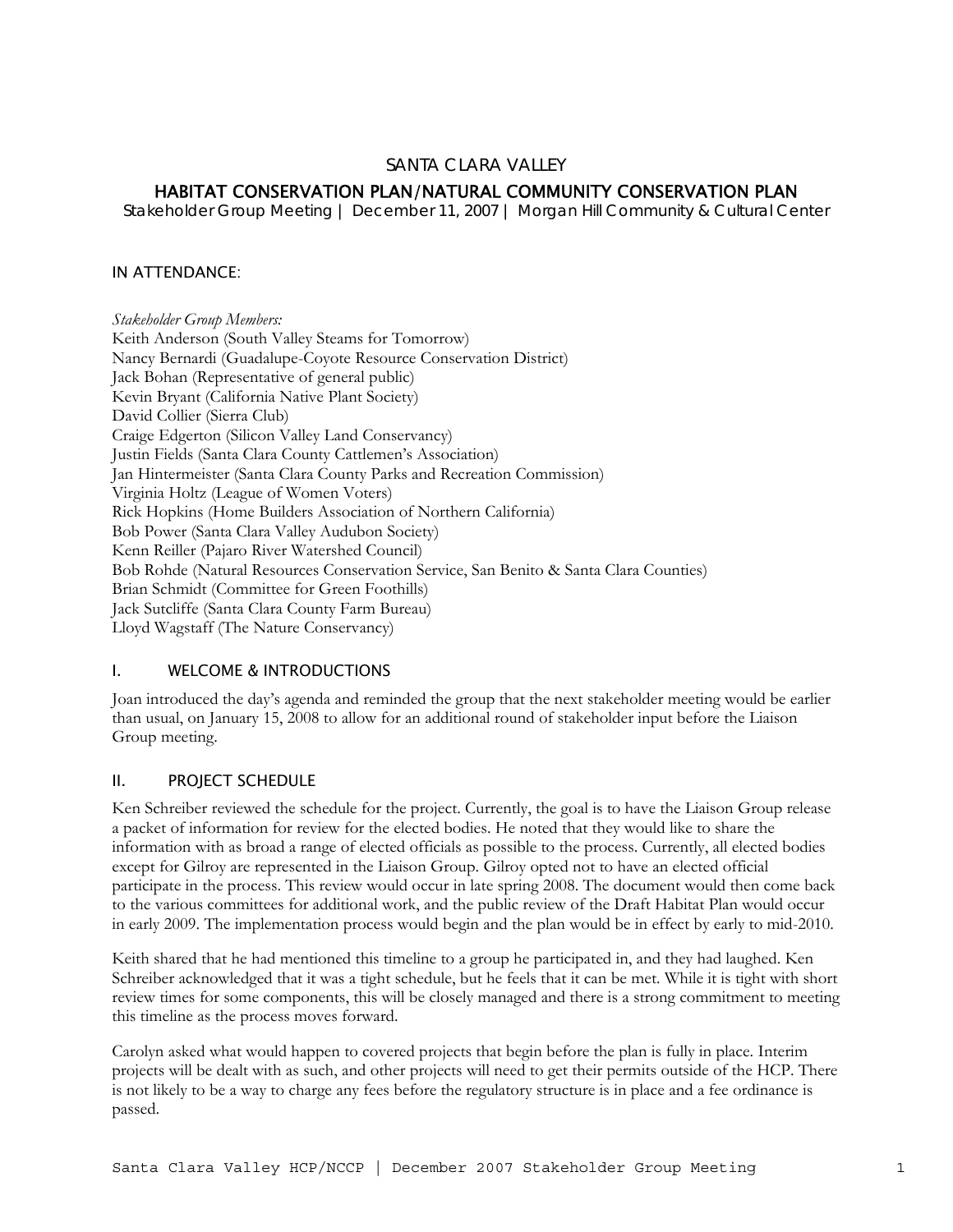# SANTA CLARA VALLEY

## HABITAT CONSERVATION PLAN/NATURAL COMMUNITY CONSERVATION PLAN

Stakeholder Group Meeting | December 11, 2007 | Morgan Hill Community & Cultural Center

### IN ATTENDANCE:

*Stakeholder Group Members:*

Keith Anderson (South Valley Steams for Tomorrow)
Nancy Bernardi (Guadalupe-Coyote Resource Conservation District)
Jack Bohan (Representative of general public)
Kevin Bryant (California Native Plant Society)
David Collier (Sierra Club)
Craige Edgerton (Silicon Valley Land Conservancy)
Justin Fields (Santa Clara County Cattlemen's Association)
Jan Hintermeister (Santa Clara County Parks and Recreation Commission)
Virginia Holtz (League of Women Voters)
Rick Hopkins (Home Builders Association of Northern California)
Bob Power (Santa Clara Valley Audubon Society)
Kenn Reiller (Pajaro River Watershed Council)
Bob Rohde (Natural Resources Conservation Service, San Benito & Santa Clara Counties)
Brian Schmidt (Committee for Green Foothills)
Jack Sutcliffe (Santa Clara County Farm Bureau)
Lloyd Wagstaff (The Nature Conservancy)

### I. WELCOME & INTRODUCTIONS

Joan introduced the day's agenda and reminded the group that the next stakeholder meeting would be earlier than usual, on January 15, 2008 to allow for an additional round of stakeholder input before the Liaison Group meeting.

### II. PROJECT SCHEDULE

Ken Schreiber reviewed the schedule for the project. Currently, the goal is to have the Liaison Group release a packet of information for review for the elected bodies. He noted that they would like to share the information with as broad a range of elected officials as possible to the process. Currently, all elected bodies except for Gilroy are represented in the Liaison Group. Gilroy opted not to have an elected official participate in the process. This review would occur in late spring 2008. The document would then come back to the various committees for additional work, and the public review of the Draft Habitat Plan would occur in early 2009. The implementation process would begin and the plan would be in effect by early to mid-2010.

Keith shared that he had mentioned this timeline to a group he participated in, and they had laughed. Ken Schreiber acknowledged that it was a tight schedule, but he feels that it can be met. While it is tight with short review times for some components, this will be closely managed and there is a strong commitment to meeting this timeline as the process moves forward.

Carolyn asked what would happen to covered projects that begin before the plan is fully in place. Interim projects will be dealt with as such, and other projects will need to get their permits outside of the HCP. There is not likely to be a way to charge any fees before the regulatory structure is in place and a fee ordinance is passed.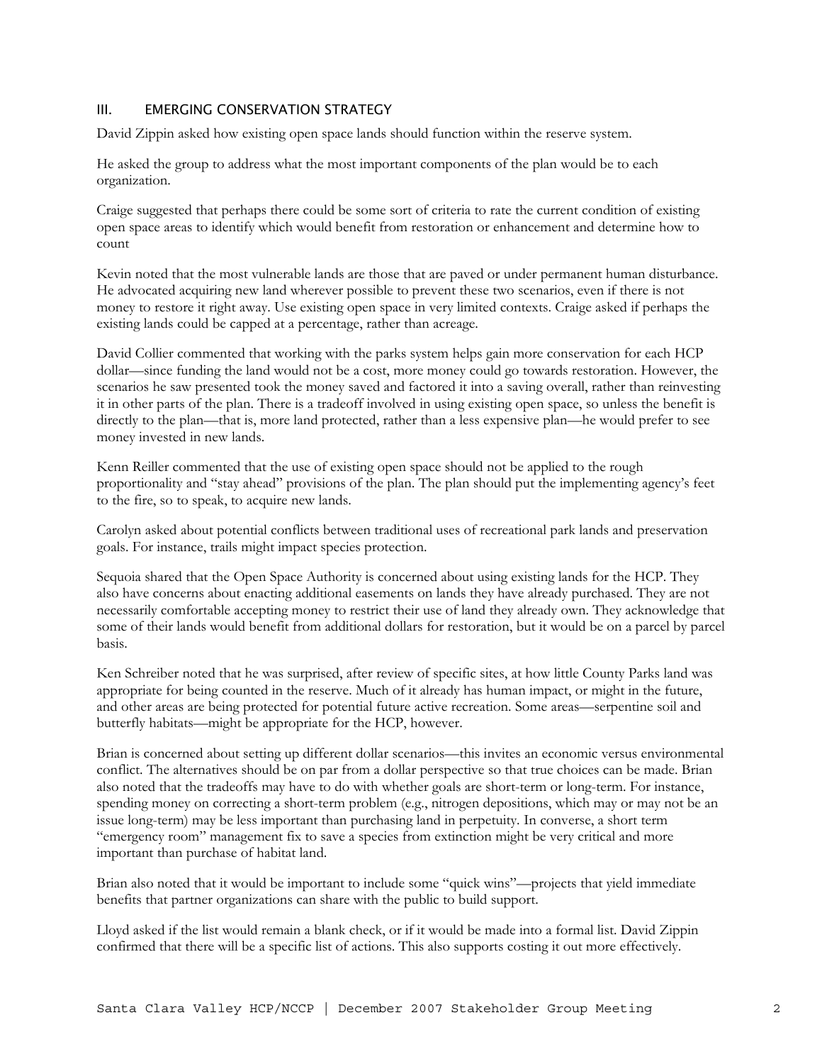## III. EMERGING CONSERVATION STRATEGY

David Zippin asked how existing open space lands should function within the reserve system.

He asked the group to address what the most important components of the plan would be to each organization.

Craige suggested that perhaps there could be some sort of criteria to rate the current condition of existing open space areas to identify which would benefit from restoration or enhancement and determine how to count

Kevin noted that the most vulnerable lands are those that are paved or under permanent human disturbance. He advocated acquiring new land wherever possible to prevent these two scenarios, even if there is not money to restore it right away. Use existing open space in very limited contexts. Craige asked if perhaps the existing lands could be capped at a percentage, rather than acreage.

David Collier commented that working with the parks system helps gain more conservation for each HCP dollar—since funding the land would not be a cost, more money could go towards restoration. However, the scenarios he saw presented took the money saved and factored it into a saving overall, rather than reinvesting it in other parts of the plan. There is a tradeoff involved in using existing open space, so unless the benefit is directly to the plan—that is, more land protected, rather than a less expensive plan—he would prefer to see money invested in new lands.

Kenn Reiller commented that the use of existing open space should not be applied to the rough proportionality and "stay ahead" provisions of the plan. The plan should put the implementing agency's feet to the fire, so to speak, to acquire new lands.

Carolyn asked about potential conflicts between traditional uses of recreational park lands and preservation goals. For instance, trails might impact species protection.

Sequoia shared that the Open Space Authority is concerned about using existing lands for the HCP. They also have concerns about enacting additional easements on lands they have already purchased. They are not necessarily comfortable accepting money to restrict their use of land they already own. They acknowledge that some of their lands would benefit from additional dollars for restoration, but it would be on a parcel by parcel basis.

Ken Schreiber noted that he was surprised, after review of specific sites, at how little County Parks land was appropriate for being counted in the reserve. Much of it already has human impact, or might in the future, and other areas are being protected for potential future active recreation. Some areas—serpentine soil and butterfly habitats—might be appropriate for the HCP, however.

Brian is concerned about setting up different dollar scenarios—this invites an economic versus environmental conflict. The alternatives should be on par from a dollar perspective so that true choices can be made. Brian also noted that the tradeoffs may have to do with whether goals are short-term or long-term. For instance, spending money on correcting a short-term problem (e.g., nitrogen depositions, which may or may not be an issue long-term) may be less important than purchasing land in perpetuity. In converse, a short term "emergency room" management fix to save a species from extinction might be very critical and more important than purchase of habitat land.

Brian also noted that it would be important to include some "quick wins"—projects that yield immediate benefits that partner organizations can share with the public to build support.

Lloyd asked if the list would remain a blank check, or if it would be made into a formal list. David Zippin confirmed that there will be a specific list of actions. This also supports costing it out more effectively.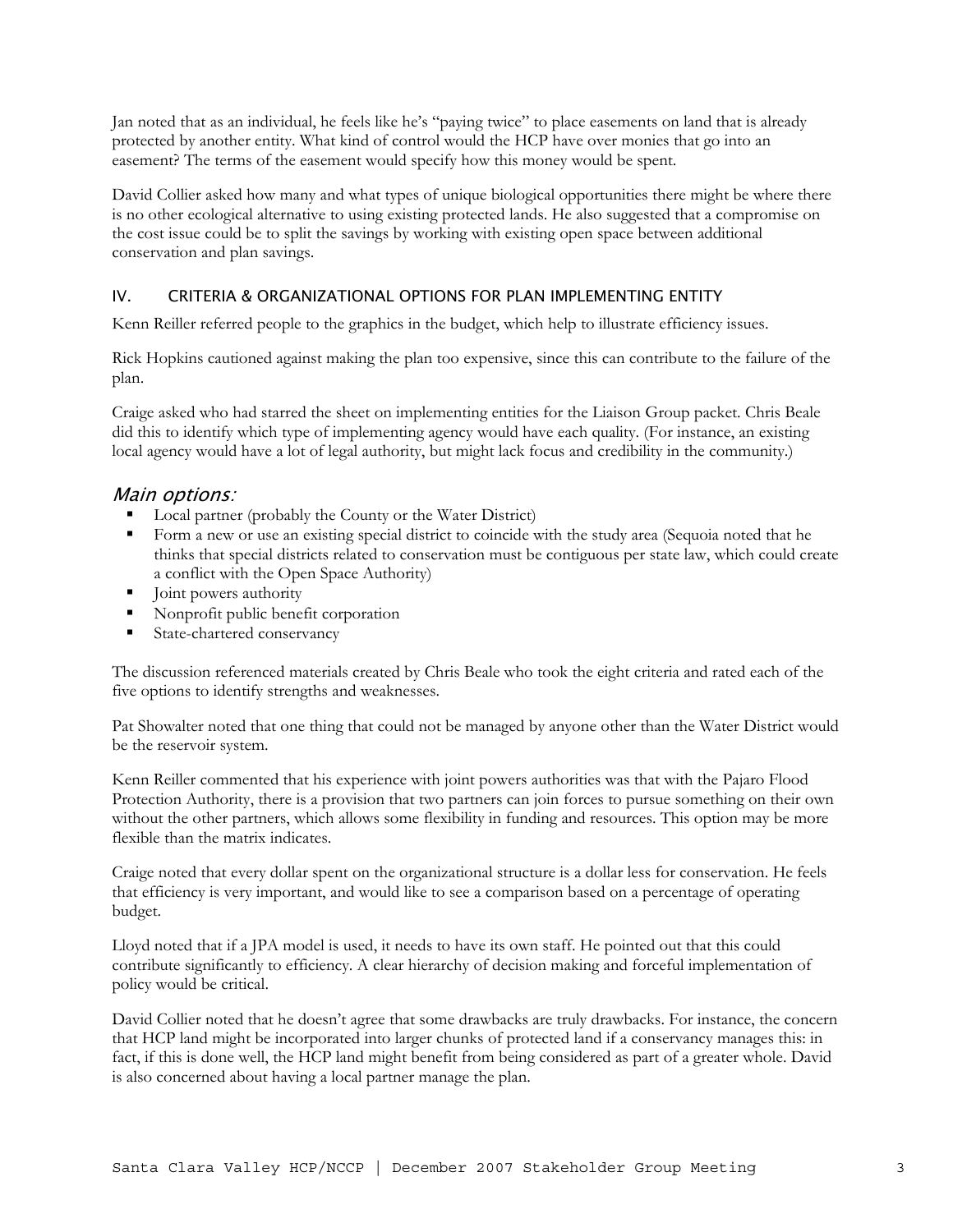Jan noted that as an individual, he feels like he's "paying twice" to place easements on land that is already protected by another entity. What kind of control would the HCP have over monies that go into an easement? The terms of the easement would specify how this money would be spent.

David Collier asked how many and what types of unique biological opportunities there might be where there is no other ecological alternative to using existing protected lands. He also suggested that a compromise on the cost issue could be to split the savings by working with existing open space between additional conservation and plan savings.

## IV. CRITERIA & ORGANIZATIONAL OPTIONS FOR PLAN IMPLEMENTING ENTITY

Kenn Reiller referred people to the graphics in the budget, which help to illustrate efficiency issues.

Rick Hopkins cautioned against making the plan too expensive, since this can contribute to the failure of the plan.

Craige asked who had starred the sheet on implementing entities for the Liaison Group packet. Chris Beale did this to identify which type of implementing agency would have each quality. (For instance, an existing local agency would have a lot of legal authority, but might lack focus and credibility in the community.)

### *Main options:*

- Local partner (probably the County or the Water District)
- Form a new or use an existing special district to coincide with the study area (Sequoia noted that he thinks that special districts related to conservation must be contiguous per state law, which could create a conflict with the Open Space Authority)
- Joint powers authority
- Nonprofit public benefit corporation
- State-chartered conservancy

The discussion referenced materials created by Chris Beale who took the eight criteria and rated each of the five options to identify strengths and weaknesses.

Pat Showalter noted that one thing that could not be managed by anyone other than the Water District would be the reservoir system.

Kenn Reiller commented that his experience with joint powers authorities was that with the Pajaro Flood Protection Authority, there is a provision that two partners can join forces to pursue something on their own without the other partners, which allows some flexibility in funding and resources. This option may be more flexible than the matrix indicates.

Craige noted that every dollar spent on the organizational structure is a dollar less for conservation. He feels that efficiency is very important, and would like to see a comparison based on a percentage of operating budget.

Lloyd noted that if a JPA model is used, it needs to have its own staff. He pointed out that this could contribute significantly to efficiency. A clear hierarchy of decision making and forceful implementation of policy would be critical.

David Collier noted that he doesn't agree that some drawbacks are truly drawbacks. For instance, the concern that HCP land might be incorporated into larger chunks of protected land if a conservancy manages this: in fact, if this is done well, the HCP land might benefit from being considered as part of a greater whole. David is also concerned about having a local partner manage the plan.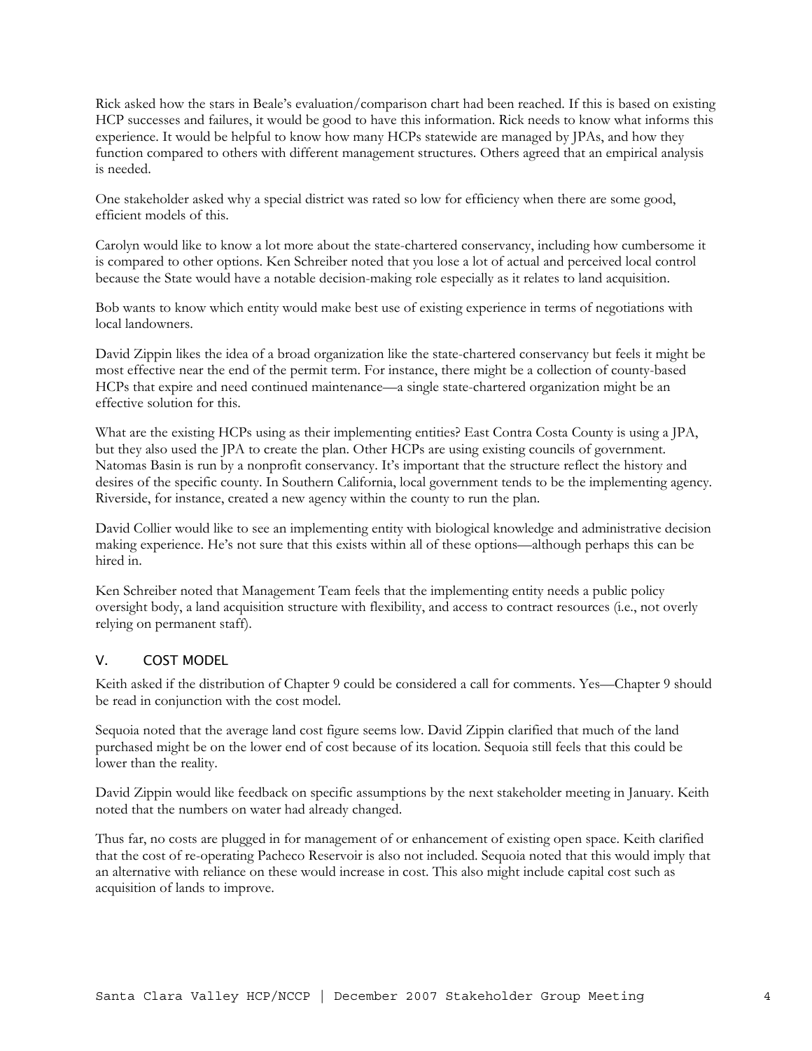Rick asked how the stars in Beale's evaluation/comparison chart had been reached. If this is based on existing HCP successes and failures, it would be good to have this information. Rick needs to know what informs this experience. It would be helpful to know how many HCPs statewide are managed by JPAs, and how they function compared to others with different management structures. Others agreed that an empirical analysis is needed.

One stakeholder asked why a special district was rated so low for efficiency when there are some good, efficient models of this.

Carolyn would like to know a lot more about the state-chartered conservancy, including how cumbersome it is compared to other options. Ken Schreiber noted that you lose a lot of actual and perceived local control because the State would have a notable decision-making role especially as it relates to land acquisition.

Bob wants to know which entity would make best use of existing experience in terms of negotiations with local landowners.

David Zippin likes the idea of a broad organization like the state-chartered conservancy but feels it might be most effective near the end of the permit term. For instance, there might be a collection of county-based HCPs that expire and need continued maintenance—a single state-chartered organization might be an effective solution for this.

What are the existing HCPs using as their implementing entities? East Contra Costa County is using a JPA, but they also used the JPA to create the plan. Other HCPs are using existing councils of government. Natomas Basin is run by a nonprofit conservancy. It's important that the structure reflect the history and desires of the specific county. In Southern California, local government tends to be the implementing agency. Riverside, for instance, created a new agency within the county to run the plan.

David Collier would like to see an implementing entity with biological knowledge and administrative decision making experience. He's not sure that this exists within all of these options—although perhaps this can be hired in.

Ken Schreiber noted that Management Team feels that the implementing entity needs a public policy oversight body, a land acquisition structure with flexibility, and access to contract resources (i.e., not overly relying on permanent staff).

## V. COST MODEL

Keith asked if the distribution of Chapter 9 could be considered a call for comments. Yes—Chapter 9 should be read in conjunction with the cost model.

Sequoia noted that the average land cost figure seems low. David Zippin clarified that much of the land purchased might be on the lower end of cost because of its location. Sequoia still feels that this could be lower than the reality.

David Zippin would like feedback on specific assumptions by the next stakeholder meeting in January. Keith noted that the numbers on water had already changed.

Thus far, no costs are plugged in for management of or enhancement of existing open space. Keith clarified that the cost of re-operating Pacheco Reservoir is also not included. Sequoia noted that this would imply that an alternative with reliance on these would increase in cost. This also might include capital cost such as acquisition of lands to improve.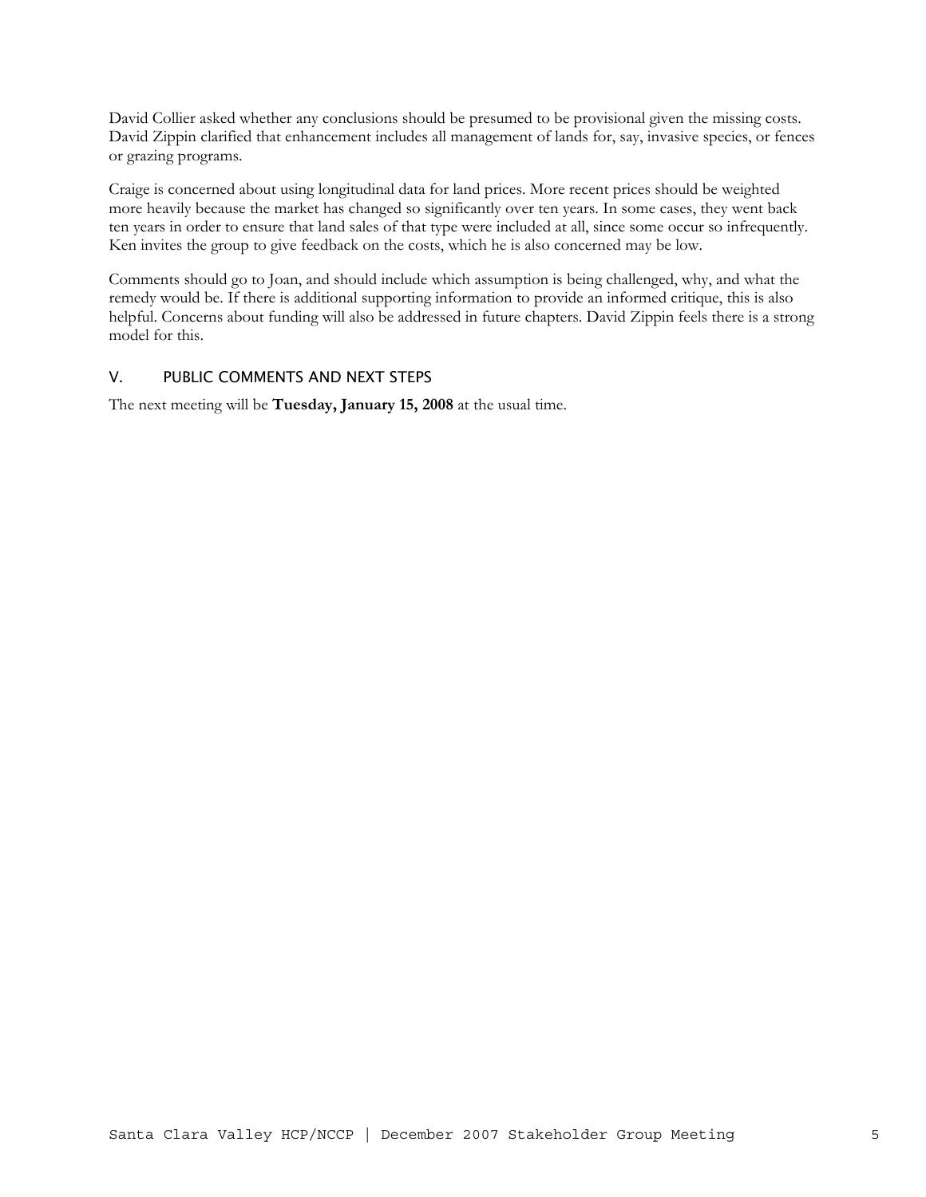David Collier asked whether any conclusions should be presumed to be provisional given the missing costs. David Zippin clarified that enhancement includes all management of lands for, say, invasive species, or fences or grazing programs.

Craige is concerned about using longitudinal data for land prices. More recent prices should be weighted more heavily because the market has changed so significantly over ten years. In some cases, they went back ten years in order to ensure that land sales of that type were included at all, since some occur so infrequently. Ken invites the group to give feedback on the costs, which he is also concerned may be low.

Comments should go to Joan, and should include which assumption is being challenged, why, and what the remedy would be. If there is additional supporting information to provide an informed critique, this is also helpful. Concerns about funding will also be addressed in future chapters. David Zippin feels there is a strong model for this.

## V. PUBLIC COMMENTS AND NEXT STEPS

The next meeting will be **Tuesday, January 15, 2008** at the usual time.